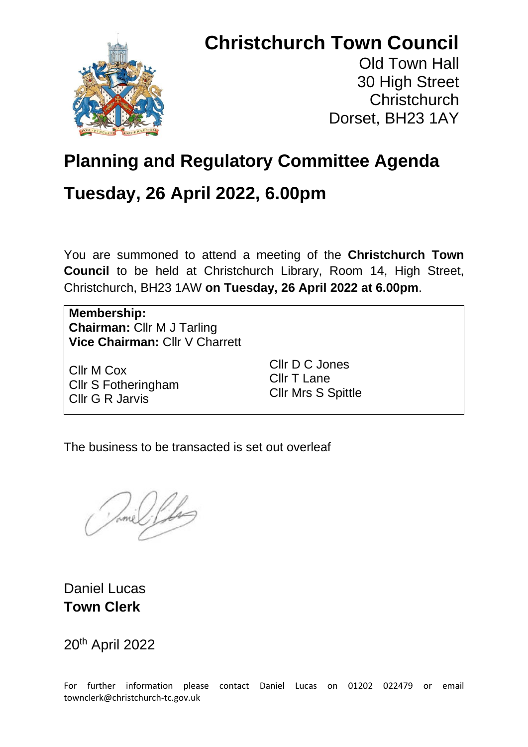# Christchurch Town Council

Old Town Hall
30 High Street
Christchurch
Dorset, BH23 1AY

# Planning and Regulatory Committee Agenda

# Tuesday, 26 April 2022, 6.00pm

You are summoned to attend a meeting of the **Christchurch Town Council** to be held at Christchurch Library, Room 14, High Street, Christchurch, BH23 1AW **on Tuesday, 26 April 2022 at 6.00pm**.

**Membership:**
**Chairman:** Cllr M J Tarling
**Vice Chairman:** Cllr V Charrett

Cllr M Cox
Cllr S Fotheringham
Cllr G R Jarvis
Cllr D C Jones
Cllr T Lane
Cllr Mrs S Spittle

The business to be transacted is set out overleaf

Daniel Lucas
**Town Clerk**

20th April 2022

For further information please contact Daniel Lucas on 01202 022479 or email townclerk@christchurch-tc.gov.uk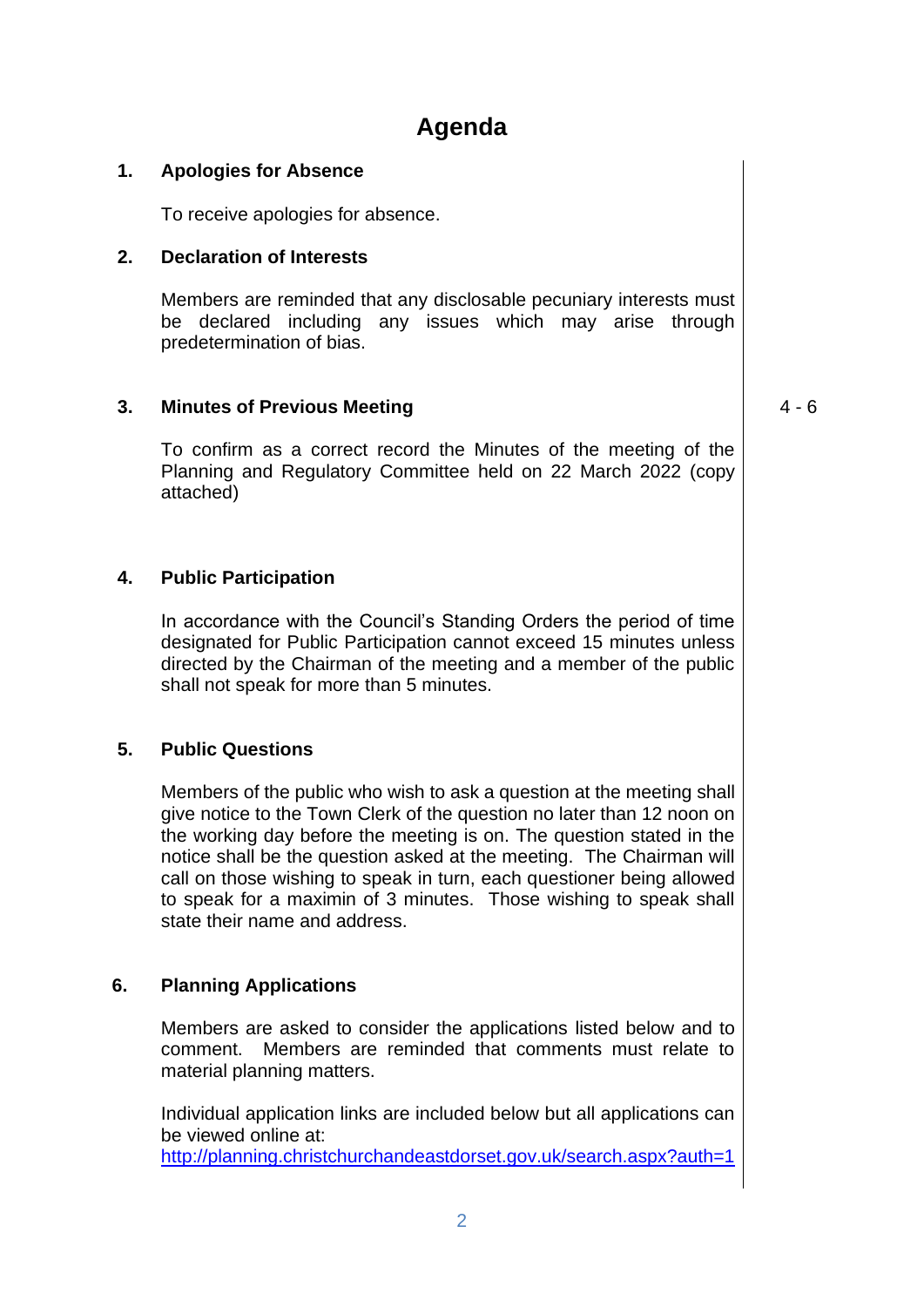# Agenda

**1. Apologies for Absence**

To receive apologies for absence.

**2. Declaration of Interests**

Members are reminded that any disclosable pecuniary interests must be declared including any issues which may arise through predetermination of bias.

**3. Minutes of Previous Meeting** 4 - 6

To confirm as a correct record the Minutes of the meeting of the Planning and Regulatory Committee held on 22 March 2022 (copy attached)

**4. Public Participation**

In accordance with the Council's Standing Orders the period of time designated for Public Participation cannot exceed 15 minutes unless directed by the Chairman of the meeting and a member of the public shall not speak for more than 5 minutes.

**5. Public Questions**

Members of the public who wish to ask a question at the meeting shall give notice to the Town Clerk of the question no later than 12 noon on the working day before the meeting is on. The question stated in the notice shall be the question asked at the meeting. The Chairman will call on those wishing to speak in turn, each questioner being allowed to speak for a maximin of 3 minutes. Those wishing to speak shall state their name and address.

**6. Planning Applications**

Members are asked to consider the applications listed below and to comment. Members are reminded that comments must relate to material planning matters.

Individual application links are included below but all applications can be viewed online at:
http://planning.christchurchandeastdorset.gov.uk/search.aspx?auth=1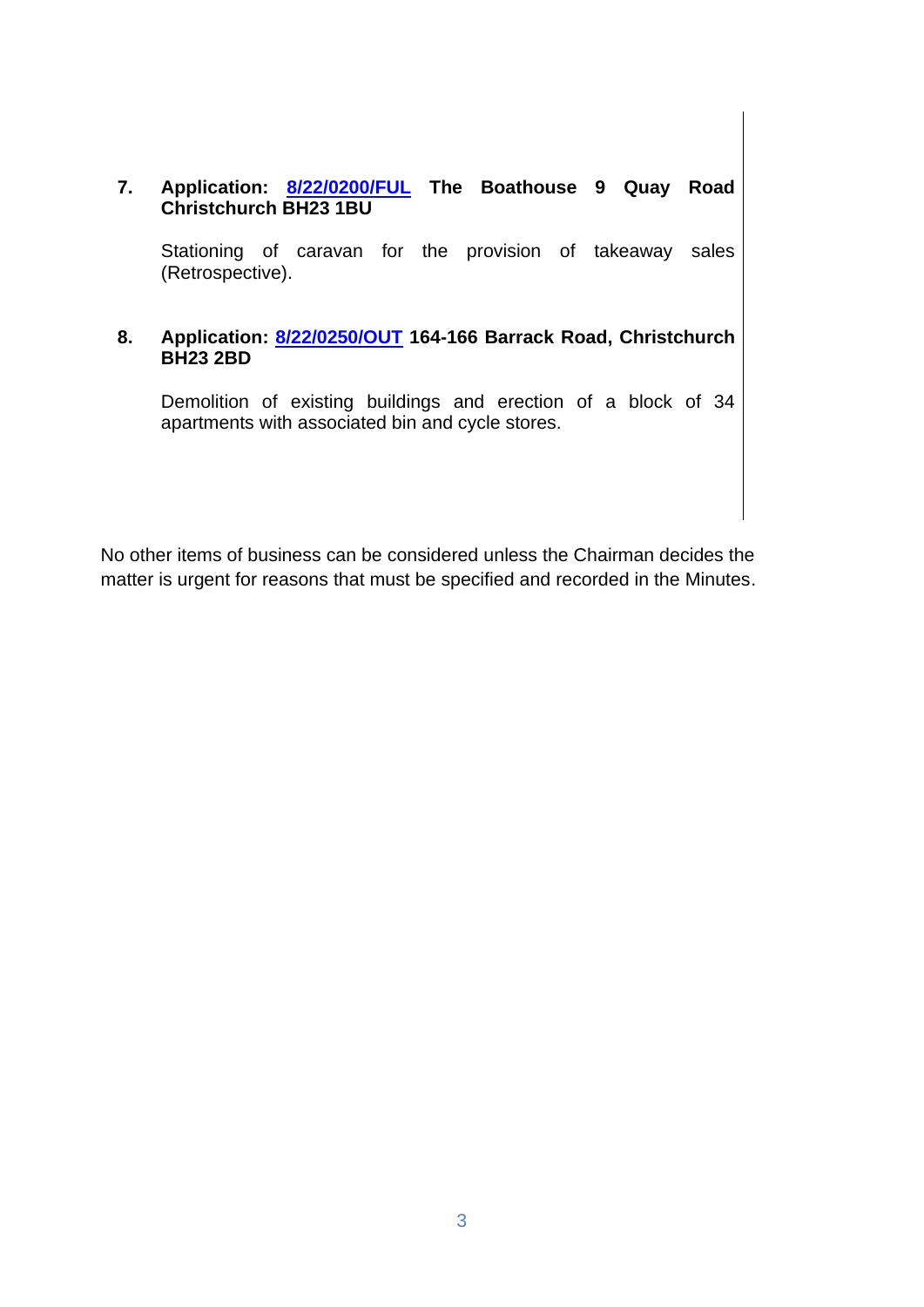7. **Application: 8/22/0200/FUL The Boathouse 9 Quay Road Christchurch BH23 1BU**

   Stationing of caravan for the provision of takeaway sales (Retrospective).

8. **Application: 8/22/0250/OUT 164-166 Barrack Road, Christchurch BH23 2BD**

   Demolition of existing buildings and erection of a block of 34 apartments with associated bin and cycle stores.

No other items of business can be considered unless the Chairman decides the matter is urgent for reasons that must be specified and recorded in the Minutes.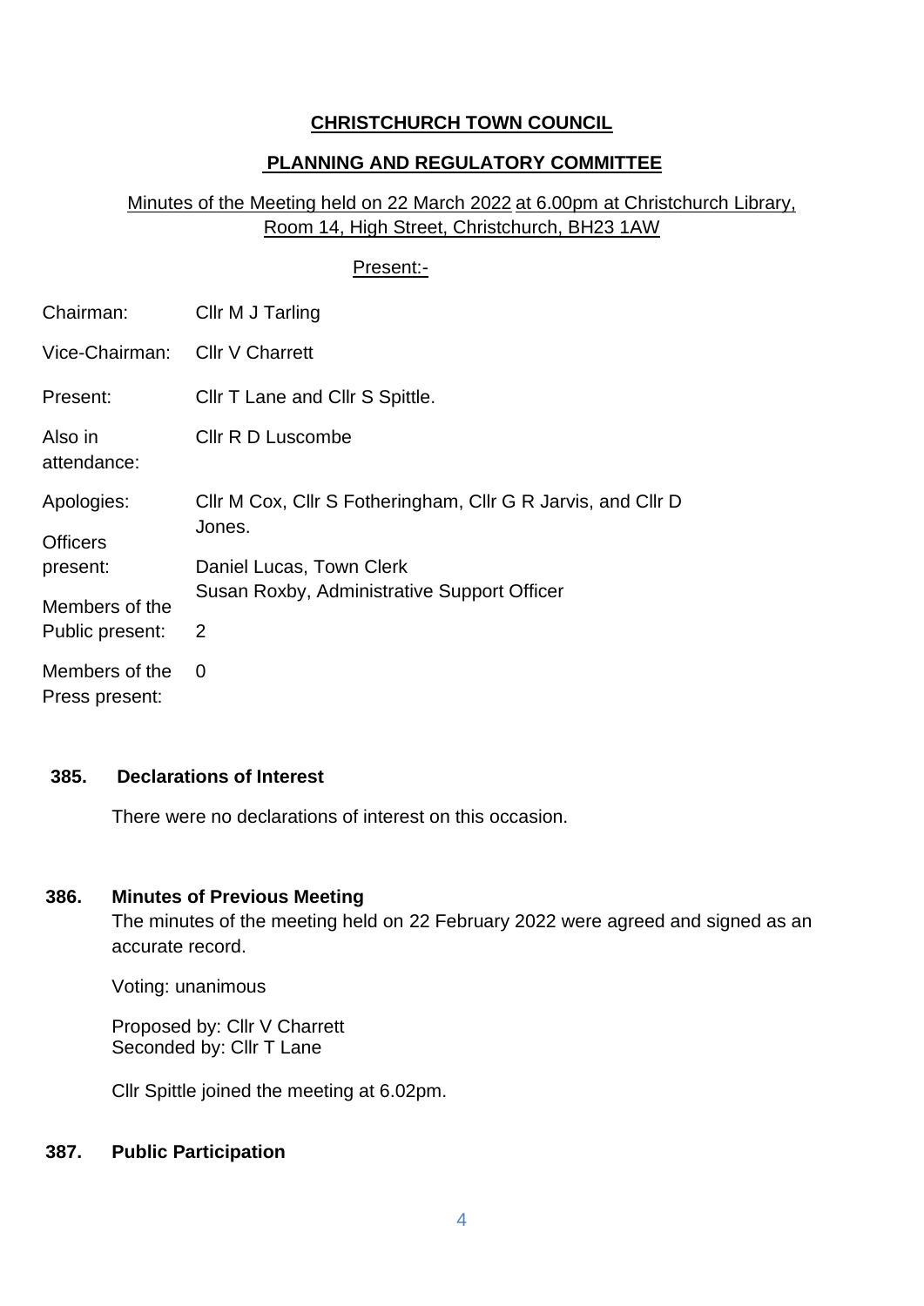**CHRISTCHURCH TOWN COUNCIL**

**PLANNING AND REGULATORY COMMITTEE**

Minutes of the Meeting held on 22 March 2022 at 6.00pm at Christchurch Library, Room 14, High Street, Christchurch, BH23 1AW

Present:-

| | |
|---|---|
| Chairman: | Cllr M J Tarling |
| Vice-Chairman: | Cllr V Charrett |
| Present: | Cllr T Lane and Cllr S Spittle. |
| Also in attendance: | Cllr R D Luscombe |
| Apologies: | Cllr M Cox, Cllr S Fotheringham, Cllr G R Jarvis, and Cllr D Jones. |
| Officers present: | Daniel Lucas, Town Clerk<br>Susan Roxby, Administrative Support Officer |
| Members of the Public present: | 2 |
| Members of the Press present: | 0 |

**385. Declarations of Interest**

There were no declarations of interest on this occasion.

**386. Minutes of Previous Meeting**

The minutes of the meeting held on 22 February 2022 were agreed and signed as an accurate record.

Voting: unanimous

Proposed by: Cllr V Charrett
Seconded by: Cllr T Lane

Cllr Spittle joined the meeting at 6.02pm.

**387. Public Participation**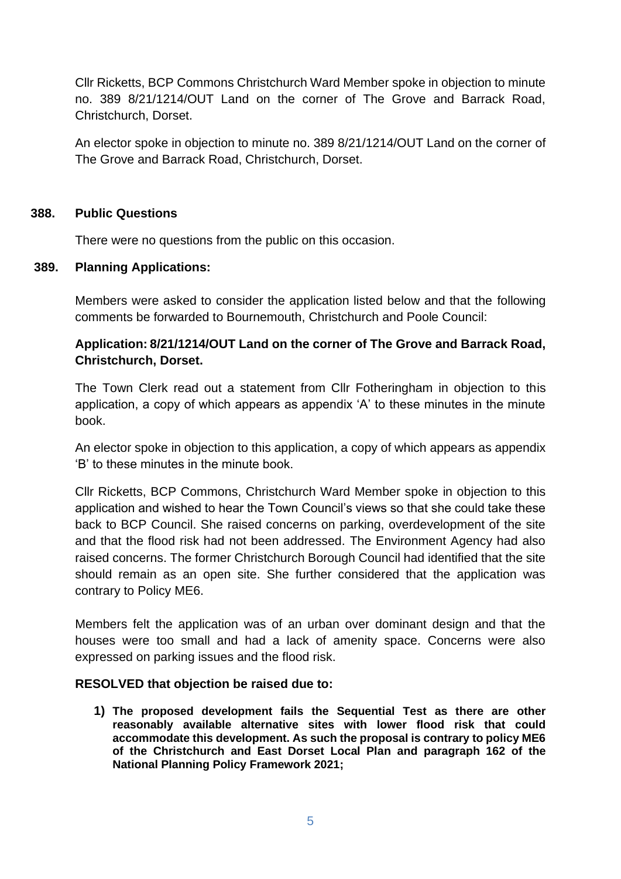Cllr Ricketts, BCP Commons Christchurch Ward Member spoke in objection to minute no. 389 8/21/1214/OUT Land on the corner of The Grove and Barrack Road, Christchurch, Dorset.

An elector spoke in objection to minute no. 389 8/21/1214/OUT Land on the corner of The Grove and Barrack Road, Christchurch, Dorset.

## 388. Public Questions

There were no questions from the public on this occasion.

## 389. Planning Applications:

Members were asked to consider the application listed below and that the following comments be forwarded to Bournemouth, Christchurch and Poole Council:

**Application: 8/21/1214/OUT Land on the corner of The Grove and Barrack Road, Christchurch, Dorset.**

The Town Clerk read out a statement from Cllr Fotheringham in objection to this application, a copy of which appears as appendix 'A' to these minutes in the minute book.

An elector spoke in objection to this application, a copy of which appears as appendix 'B' to these minutes in the minute book.

Cllr Ricketts, BCP Commons, Christchurch Ward Member spoke in objection to this application and wished to hear the Town Council's views so that she could take these back to BCP Council. She raised concerns on parking, overdevelopment of the site and that the flood risk had not been addressed. The Environment Agency had also raised concerns. The former Christchurch Borough Council had identified that the site should remain as an open site. She further considered that the application was contrary to Policy ME6.

Members felt the application was of an urban over dominant design and that the houses were too small and had a lack of amenity space. Concerns were also expressed on parking issues and the flood risk.

**RESOLVED that objection be raised due to:**

1) **The proposed development fails the Sequential Test as there are other reasonably available alternative sites with lower flood risk that could accommodate this development. As such the proposal is contrary to policy ME6 of the Christchurch and East Dorset Local Plan and paragraph 162 of the National Planning Policy Framework 2021;**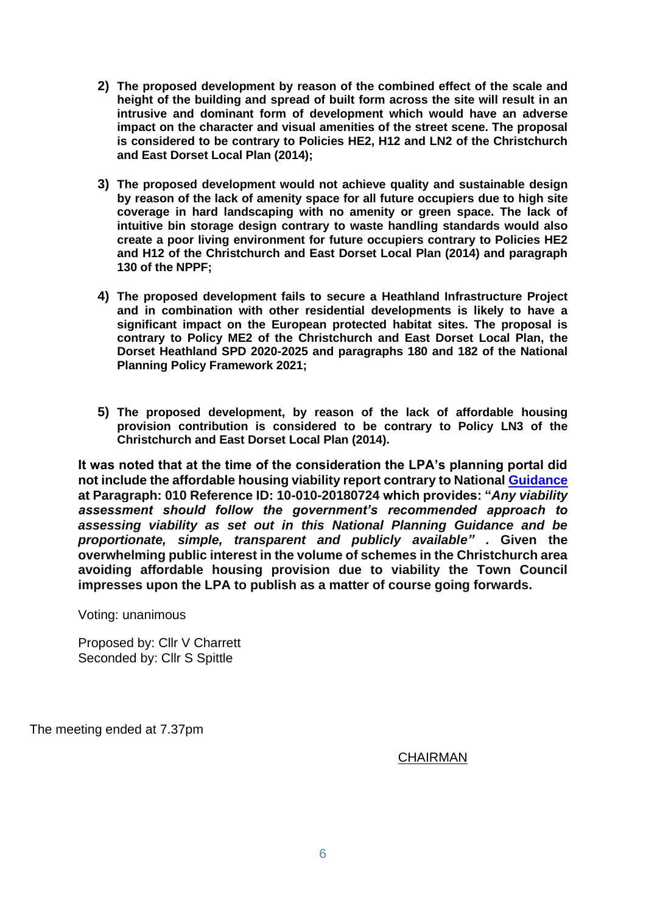2) **The proposed development by reason of the combined effect of the scale and height of the building and spread of built form across the site will result in an intrusive and dominant form of development which would have an adverse impact on the character and visual amenities of the street scene. The proposal is considered to be contrary to Policies HE2, H12 and LN2 of the Christchurch and East Dorset Local Plan (2014);**

3) **The proposed development would not achieve quality and sustainable design by reason of the lack of amenity space for all future occupiers due to high site coverage in hard landscaping with no amenity or green space. The lack of intuitive bin storage design contrary to waste handling standards would also create a poor living environment for future occupiers contrary to Policies HE2 and H12 of the Christchurch and East Dorset Local Plan (2014) and paragraph 130 of the NPPF;**

4) **The proposed development fails to secure a Heathland Infrastructure Project and in combination with other residential developments is likely to have a significant impact on the European protected habitat sites. The proposal is contrary to Policy ME2 of the Christchurch and East Dorset Local Plan, the Dorset Heathland SPD 2020-2025 and paragraphs 180 and 182 of the National Planning Policy Framework 2021;**

5) **The proposed development, by reason of the lack of affordable housing provision contribution is considered to be contrary to Policy LN3 of the Christchurch and East Dorset Local Plan (2014).**

**It was noted that at the time of the consideration the LPA's planning portal did not include the affordable housing viability report contrary to National Guidance at Paragraph: 010 Reference ID: 10-010-20180724 which provides: "*Any viability assessment should follow the government's recommended approach to assessing viability as set out in this National Planning Guidance and be proportionate, simple, transparent and publicly available*" . Given the overwhelming public interest in the volume of schemes in the Christchurch area avoiding affordable housing provision due to viability the Town Council impresses upon the LPA to publish as a matter of course going forwards.**

Voting: unanimous

Proposed by: Cllr V Charrett
Seconded by: Cllr S Spittle

The meeting ended at 7.37pm

CHAIRMAN